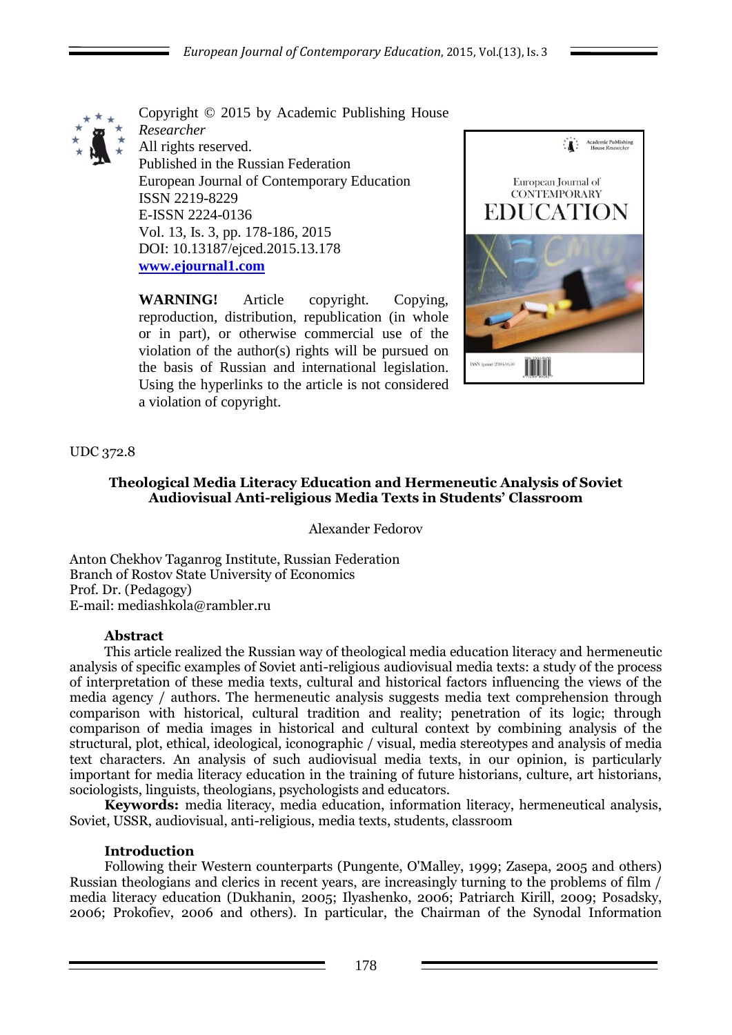Copyright © 2015 by Academic Publishing House *Researcher*
All rights reserved.
Published in the Russian Federation
European Journal of Contemporary Education
ISSN 2219-8229
E-ISSN 2224-0136
Vol. 13, Is. 3, pp. 178-186, 2015
DOI: 10.13187/ejced.2015.13.178
**www.ejournal1.com**

**WARNING!** Article copyright. Copying, reproduction, distribution, republication (in whole or in part), or otherwise commercial use of the violation of the author(s) rights will be pursued on the basis of Russian and international legislation. Using the hyperlinks to the article is not considered a violation of copyright.

UDC 372.8

# Theological Media Literacy Education and Hermeneutic Analysis of Soviet Audiovisual Anti-religious Media Texts in Students' Classroom

Alexander Fedorov

Anton Chekhov Taganrog Institute, Russian Federation
Branch of Rostov State University of Economics
Prof. Dr. (Pedagogy)
E-mail: mediashkola@rambler.ru

## Abstract

This article realized the Russian way of theological media education literacy and hermeneutic analysis of specific examples of Soviet anti-religious audiovisual media texts: a study of the process of interpretation of these media texts, cultural and historical factors influencing the views of the media agency / authors. The hermeneutic analysis suggests media text comprehension through comparison with historical, cultural tradition and reality; penetration of its logic; through comparison of media images in historical and cultural context by combining analysis of the structural, plot, ethical, ideological, iconographic / visual, media stereotypes and analysis of media text characters. An analysis of such audiovisual media texts, in our opinion, is particularly important for media literacy education in the training of future historians, culture, art historians, sociologists, linguists, theologians, psychologists and educators.

**Keywords:** media literacy, media education, information literacy, hermeneutical analysis, Soviet, USSR, audiovisual, anti-religious, media texts, students, classroom

## Introduction

Following their Western counterparts (Pungente, O'Malley, 1999; Zasepa, 2005 and others) Russian theologians and clerics in recent years, are increasingly turning to the problems of film / media literacy education (Dukhanin, 2005; Ilyashenko, 2006; Patriarch Kirill, 2009; Posadsky, 2006; Prokofiev, 2006 and others). In particular, the Chairman of the Synodal Information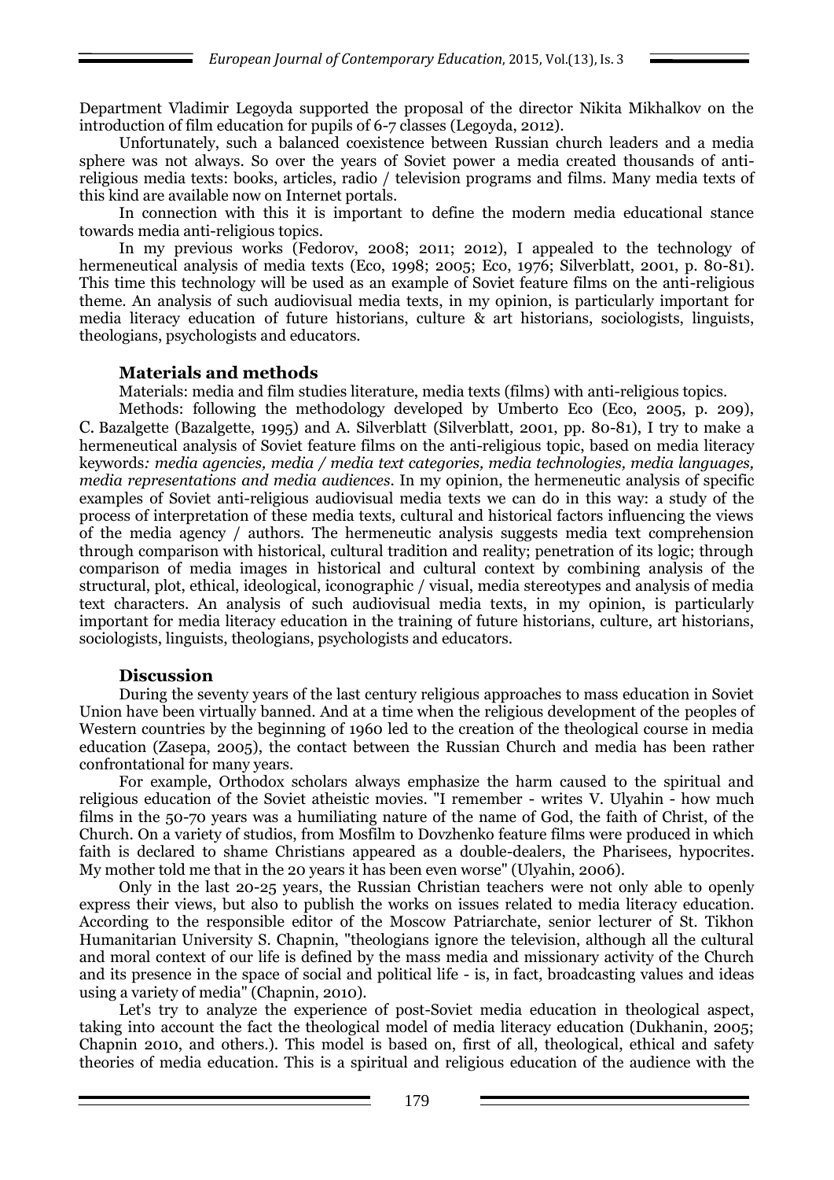Department Vladimir Legoyda supported the proposal of the director Nikita Mikhalkov on the introduction of film education for pupils of 6-7 classes (Legoyda, 2012).

Unfortunately, such a balanced coexistence between Russian church leaders and a media sphere was not always. So over the years of Soviet power a media created thousands of anti-religious media texts: books, articles, radio / television programs and films. Many media texts of this kind are available now on Internet portals.

In connection with this it is important to define the modern media educational stance towards media anti-religious topics.

In my previous works (Fedorov, 2008; 2011; 2012), I appealed to the technology of hermeneutical analysis of media texts (Eco, 1998; 2005; Eco, 1976; Silverblatt, 2001, p. 80-81). This time this technology will be used as an example of Soviet feature films on the anti-religious theme. An analysis of such audiovisual media texts, in my opinion, is particularly important for media literacy education of future historians, culture & art historians, sociologists, linguists, theologians, psychologists and educators.

## Materials and methods

Materials: media and film studies literature, media texts (films) with anti-religious topics.

Methods: following the methodology developed by Umberto Eco (Eco, 2005, p. 209), C. Bazalgette (Bazalgette, 1995) and A. Silverblatt (Silverblatt, 2001, pp. 80-81), I try to make a hermeneutical analysis of Soviet feature films on the anti-religious topic, based on media literacy keywords*: media agencies, media / media text categories, media technologies, media languages, media representations and media audiences*. In my opinion, the hermeneutic analysis of specific examples of Soviet anti-religious audiovisual media texts we can do in this way: a study of the process of interpretation of these media texts, cultural and historical factors influencing the views of the media agency / authors. The hermeneutic analysis suggests media text comprehension through comparison with historical, cultural tradition and reality; penetration of its logic; through comparison of media images in historical and cultural context by combining analysis of the structural, plot, ethical, ideological, iconographic / visual, media stereotypes and analysis of media text characters. An analysis of such audiovisual media texts, in my opinion, is particularly important for media literacy education in the training of future historians, culture, art historians, sociologists, linguists, theologians, psychologists and educators.

## Discussion

During the seventy years of the last century religious approaches to mass education in Soviet Union have been virtually banned. And at a time when the religious development of the peoples of Western countries by the beginning of 1960 led to the creation of the theological course in media education (Zasepa, 2005), the contact between the Russian Church and media has been rather confrontational for many years.

For example, Orthodox scholars always emphasize the harm caused to the spiritual and religious education of the Soviet atheistic movies. "I remember - writes V. Ulyahin - how much films in the 50-70 years was a humiliating nature of the name of God, the faith of Christ, of the Church. On a variety of studios, from Mosfilm to Dovzhenko feature films were produced in which faith is declared to shame Christians appeared as a double-dealers, the Pharisees, hypocrites. My mother told me that in the 20 years it has been even worse" (Ulyahin, 2006).

Only in the last 20-25 years, the Russian Christian teachers were not only able to openly express their views, but also to publish the works on issues related to media literacy education. According to the responsible editor of the Moscow Patriarchate, senior lecturer of St. Tikhon Humanitarian University S. Chapnin, "theologians ignore the television, although all the cultural and moral context of our life is defined by the mass media and missionary activity of the Church and its presence in the space of social and political life - is, in fact, broadcasting values and ideas using a variety of media" (Chapnin, 2010).

Let's try to analyze the experience of post-Soviet media education in theological aspect, taking into account the fact the theological model of media literacy education (Dukhanin, 2005; Chapnin 2010, and others.). This model is based on, first of all, theological, ethical and safety theories of media education. This is a spiritual and religious education of the audience with the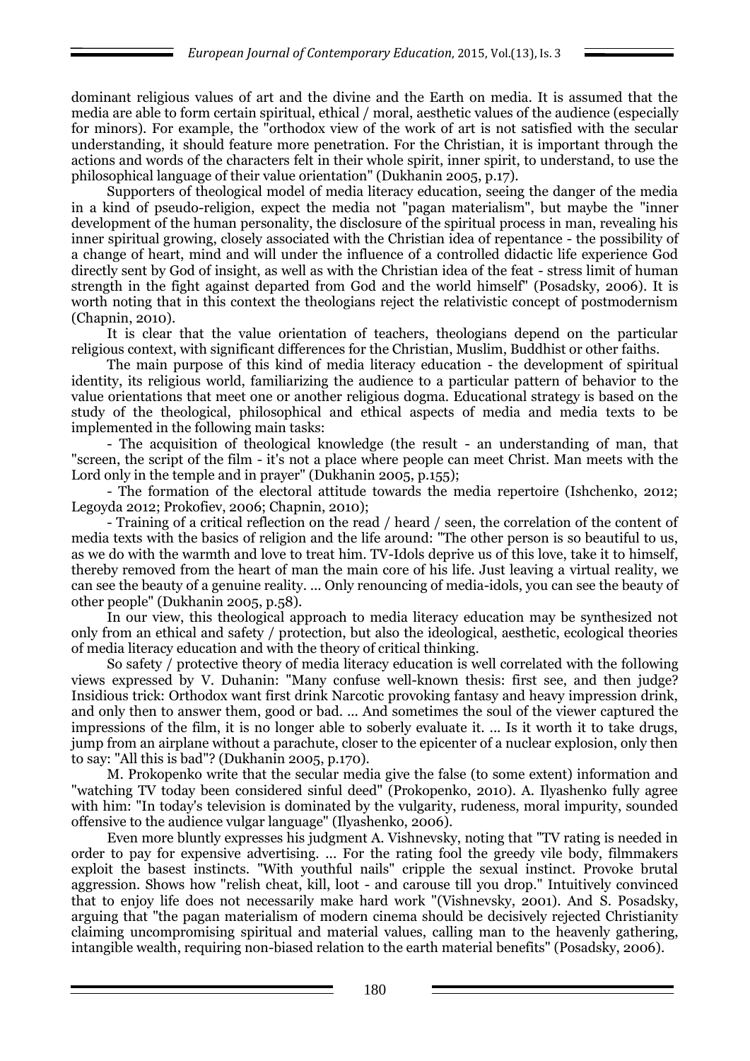dominant religious values of art and the divine and the Earth on media. It is assumed that the media are able to form certain spiritual, ethical / moral, aesthetic values of the audience (especially for minors). For example, the "orthodox view of the work of art is not satisfied with the secular understanding, it should feature more penetration. For the Christian, it is important through the actions and words of the characters felt in their whole spirit, inner spirit, to understand, to use the philosophical language of their value orientation" (Dukhanin 2005, p.17).

Supporters of theological model of media literacy education, seeing the danger of the media in a kind of pseudo-religion, expect the media not "pagan materialism", but maybe the "inner development of the human personality, the disclosure of the spiritual process in man, revealing his inner spiritual growing, closely associated with the Christian idea of repentance - the possibility of a change of heart, mind and will under the influence of a controlled didactic life experience God directly sent by God of insight, as well as with the Christian idea of the feat - stress limit of human strength in the fight against departed from God and the world himself" (Posadsky, 2006). It is worth noting that in this context the theologians reject the relativistic concept of postmodernism (Chapnin, 2010).

It is clear that the value orientation of teachers, theologians depend on the particular religious context, with significant differences for the Christian, Muslim, Buddhist or other faiths.

The main purpose of this kind of media literacy education - the development of spiritual identity, its religious world, familiarizing the audience to a particular pattern of behavior to the value orientations that meet one or another religious dogma. Educational strategy is based on the study of the theological, philosophical and ethical aspects of media and media texts to be implemented in the following main tasks:

- The acquisition of theological knowledge (the result - an understanding of man, that "screen, the script of the film - it's not a place where people can meet Christ. Man meets with the Lord only in the temple and in prayer" (Dukhanin 2005, p.155);
- The formation of the electoral attitude towards the media repertoire (Ishchenko, 2012; Legoyda 2012; Prokofiev, 2006; Chapnin, 2010);
- Training of a critical reflection on the read / heard / seen, the correlation of the content of media texts with the basics of religion and the life around: "The other person is so beautiful to us, as we do with the warmth and love to treat him. TV-Idols deprive us of this love, take it to himself, thereby removed from the heart of man the main core of his life. Just leaving a virtual reality, we can see the beauty of a genuine reality. ... Only renouncing of media-idols, you can see the beauty of other people" (Dukhanin 2005, p.58).

In our view, this theological approach to media literacy education may be synthesized not only from an ethical and safety / protection, but also the ideological, aesthetic, ecological theories of media literacy education and with the theory of critical thinking.

So safety / protective theory of media literacy education is well correlated with the following views expressed by V. Duhanin: "Many confuse well-known thesis: first see, and then judge? Insidious trick: Orthodox want first drink Narcotic provoking fantasy and heavy impression drink, and only then to answer them, good or bad. ... And sometimes the soul of the viewer captured the impressions of the film, it is no longer able to soberly evaluate it. ... Is it worth it to take drugs, jump from an airplane without a parachute, closer to the epicenter of a nuclear explosion, only then to say: "All this is bad"? (Dukhanin 2005, p.170).

M. Prokopenko write that the secular media give the false (to some extent) information and "watching TV today been considered sinful deed" (Prokopenko, 2010). A. Ilyashenko fully agree with him: "In today's television is dominated by the vulgarity, rudeness, moral impurity, sounded offensive to the audience vulgar language" (Ilyashenko, 2006).

Even more bluntly expresses his judgment A. Vishnevsky, noting that "TV rating is needed in order to pay for expensive advertising. ... For the rating fool the greedy vile body, filmmakers exploit the basest instincts. "With youthful nails" cripple the sexual instinct. Provoke brutal aggression. Shows how "relish cheat, kill, loot - and carouse till you drop." Intuitively convinced that to enjoy life does not necessarily make hard work "(Vishnevsky, 2001). And S. Posadsky, arguing that "the pagan materialism of modern cinema should be decisively rejected Christianity claiming uncompromising spiritual and material values, calling man to the heavenly gathering, intangible wealth, requiring non-biased relation to the earth material benefits" (Posadsky, 2006).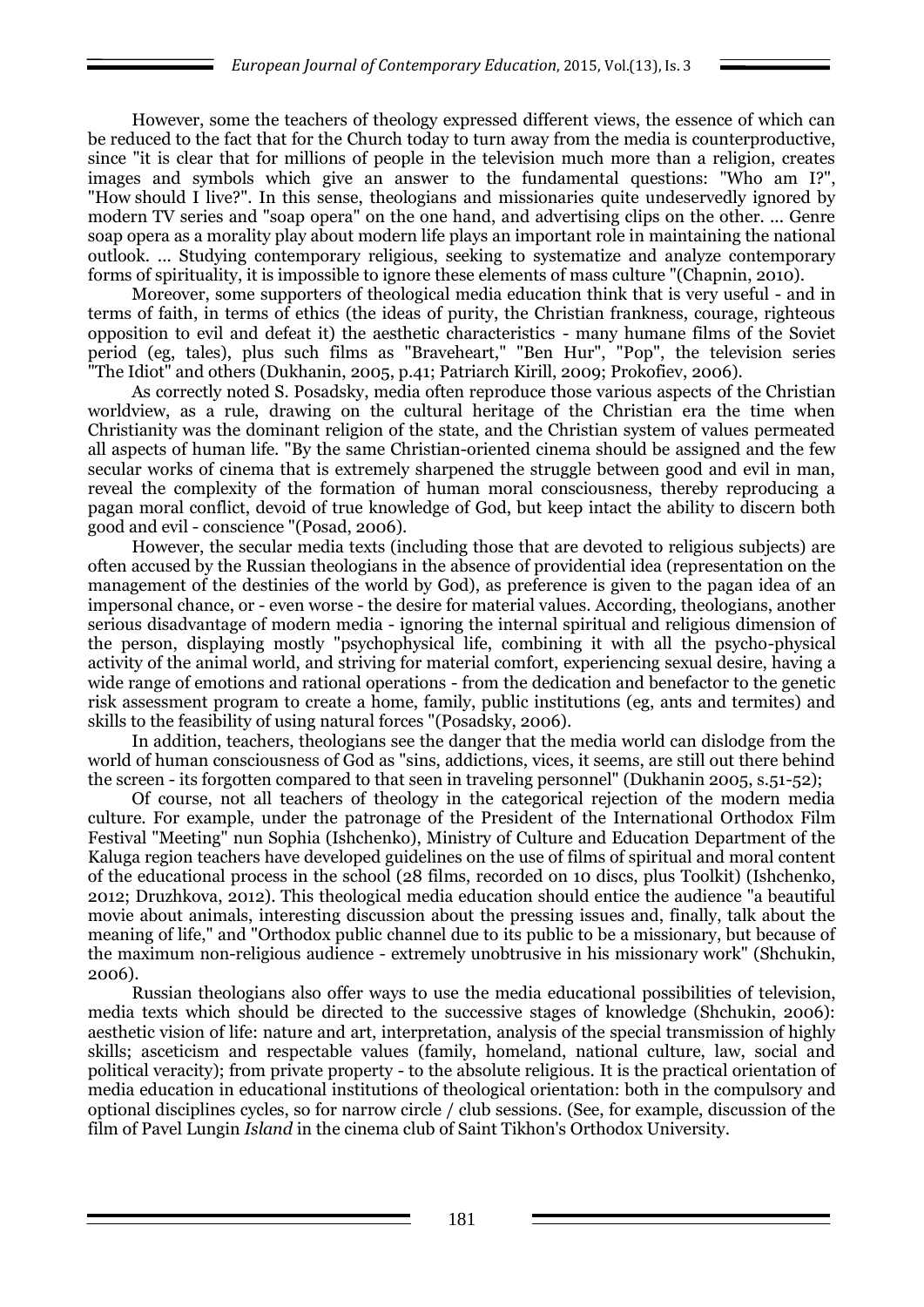However, some the teachers of theology expressed different views, the essence of which can be reduced to the fact that for the Church today to turn away from the media is counterproductive, since "it is clear that for millions of people in the television much more than a religion, creates images and symbols which give an answer to the fundamental questions: "Who am I?", "How should I live?". In this sense, theologians and missionaries quite undeservedly ignored by modern TV series and "soap opera" on the one hand, and advertising clips on the other. ... Genre soap opera as a morality play about modern life plays an important role in maintaining the national outlook. ... Studying contemporary religious, seeking to systematize and analyze contemporary forms of spirituality, it is impossible to ignore these elements of mass culture "(Chapnin, 2010).

Moreover, some supporters of theological media education think that is very useful - and in terms of faith, in terms of ethics (the ideas of purity, the Christian frankness, courage, righteous opposition to evil and defeat it) the aesthetic characteristics - many humane films of the Soviet period (eg, tales), plus such films as "Braveheart," "Ben Hur", "Pop", the television series "The Idiot" and others (Dukhanin, 2005, p.41; Patriarch Kirill, 2009; Prokofiev, 2006).

As correctly noted S. Posadsky, media often reproduce those various aspects of the Christian worldview, as a rule, drawing on the cultural heritage of the Christian era the time when Christianity was the dominant religion of the state, and the Christian system of values permeated all aspects of human life. "By the same Christian-oriented cinema should be assigned and the few secular works of cinema that is extremely sharpened the struggle between good and evil in man, reveal the complexity of the formation of human moral consciousness, thereby reproducing a pagan moral conflict, devoid of true knowledge of God, but keep intact the ability to discern both good and evil - conscience "(Posad, 2006).

However, the secular media texts (including those that are devoted to religious subjects) are often accused by the Russian theologians in the absence of providential idea (representation on the management of the destinies of the world by God), as preference is given to the pagan idea of an impersonal chance, or - even worse - the desire for material values. According, theologians, another serious disadvantage of modern media - ignoring the internal spiritual and religious dimension of the person, displaying mostly "psychophysical life, combining it with all the psycho-physical activity of the animal world, and striving for material comfort, experiencing sexual desire, having a wide range of emotions and rational operations - from the dedication and benefactor to the genetic risk assessment program to create a home, family, public institutions (eg, ants and termites) and skills to the feasibility of using natural forces "(Posadsky, 2006).

In addition, teachers, theologians see the danger that the media world can dislodge from the world of human consciousness of God as "sins, addictions, vices, it seems, are still out there behind the screen - its forgotten compared to that seen in traveling personnel" (Dukhanin 2005, s.51-52);

Of course, not all teachers of theology in the categorical rejection of the modern media culture. For example, under the patronage of the President of the International Orthodox Film Festival "Meeting" nun Sophia (Ishchenko), Ministry of Culture and Education Department of the Kaluga region teachers have developed guidelines on the use of films of spiritual and moral content of the educational process in the school (28 films, recorded on 10 discs, plus Toolkit) (Ishchenko, 2012; Druzhkova, 2012). This theological media education should entice the audience "a beautiful movie about animals, interesting discussion about the pressing issues and, finally, talk about the meaning of life," and "Orthodox public channel due to its public to be a missionary, but because of the maximum non-religious audience - extremely unobtrusive in his missionary work" (Shchukin, 2006).

Russian theologians also offer ways to use the media educational possibilities of television, media texts which should be directed to the successive stages of knowledge (Shchukin, 2006): aesthetic vision of life: nature and art, interpretation, analysis of the special transmission of highly skills; asceticism and respectable values (family, homeland, national culture, law, social and political veracity); from private property - to the absolute religious. It is the practical orientation of media education in educational institutions of theological orientation: both in the compulsory and optional disciplines cycles, so for narrow circle / club sessions. (See, for example, discussion of the film of Pavel Lungin *Island* in the cinema club of Saint Tikhon's Orthodox University.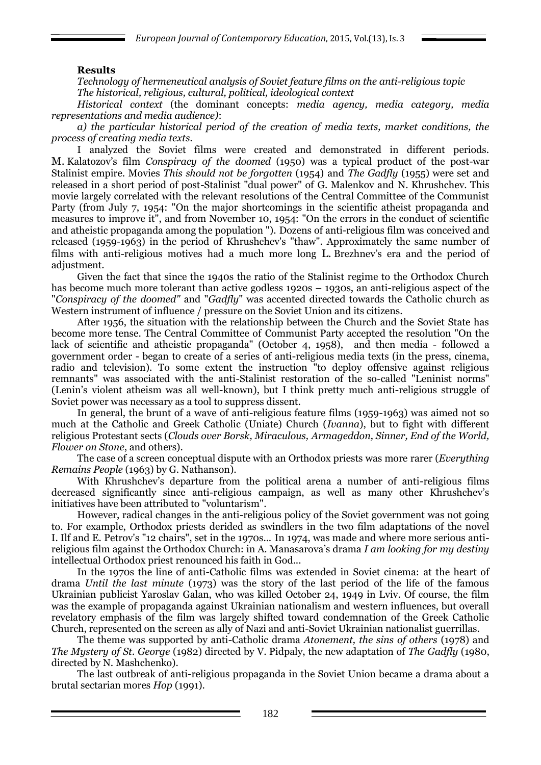**Results**

*Technology of hermeneutical analysis of Soviet feature films on the anti-religious topic*

*The historical, religious, cultural, political, ideological context*

*Historical context* (the dominant concepts: *media agency, media category, media representations and media audience)*:

*a) the particular historical period of the creation of media texts, market conditions, the process of creating media texts.*

I analyzed the Soviet films were created and demonstrated in different periods. M. Kalatozov's film *Conspiracy of the doomed* (1950) was a typical product of the post-war Stalinist empire. Movies *This should not be forgotten* (1954) and *The Gadfly* (1955) were set and released in a short period of post-Stalinist "dual power" of G. Malenkov and N. Khrushchev. This movie largely correlated with the relevant resolutions of the Central Committee of the Communist Party (from July 7, 1954: "On the major shortcomings in the scientific atheist propaganda and measures to improve it", and from November 10, 1954: "On the errors in the conduct of scientific and atheistic propaganda among the population "). Dozens of anti-religious film was conceived and released (1959-1963) in the period of Khrushchev's "thaw". Approximately the same number of films with anti-religious motives had a much more long L. Brezhnev's era and the period of adjustment.

Given the fact that since the 1940s the ratio of the Stalinist regime to the Orthodox Church has become much more tolerant than active godless 1920s – 1930s, an anti-religious aspect of the "*Conspiracy of the doomed"* and "*Gadfly*" was accented directed towards the Catholic church as Western instrument of influence / pressure on the Soviet Union and its citizens.

After 1956, the situation with the relationship between the Church and the Soviet State has become more tense. The Central Committee of Communist Party accepted the resolution "On the lack of scientific and atheistic propaganda" (October 4, 1958), and then media - followed a government order - began to create of a series of anti-religious media texts (in the press, cinema, radio and television). To some extent the instruction "to deploy offensive against religious remnants" was associated with the anti-Stalinist restoration of the so-called "Leninist norms" (Lenin's violent atheism was all well-known), but I think pretty much anti-religious struggle of Soviet power was necessary as a tool to suppress dissent.

In general, the brunt of a wave of anti-religious feature films (1959-1963) was aimed not so much at the Catholic and Greek Catholic (Uniate) Church (*Ivanna*), but to fight with different religious Protestant sects (*Clouds over Borsk, Miraculous, Armageddon, Sinner, End of the World, Flower on Stone*, and others).

The case of a screen conceptual dispute with an Orthodox priests was more rarer (*Everything Remains People* (1963) by G. Nathanson).

With Khrushchev's departure from the political arena a number of anti-religious films decreased significantly since anti-religious campaign, as well as many other Khrushchev's initiatives have been attributed to "voluntarism".

However, radical changes in the anti-religious policy of the Soviet government was not going to. For example, Orthodox priests derided as swindlers in the two film adaptations of the novel I. Ilf and E. Petrov's "12 chairs", set in the 1970s... In 1974, was made and where more serious anti-religious film against the Orthodox Church: in A. Manasarova's drama *I am looking for my destiny* intellectual Orthodox priest renounced his faith in God...

In the 1970s the line of anti-Catholic films was extended in Soviet cinema: at the heart of drama *Until the last minute* (1973) was the story of the last period of the life of the famous Ukrainian publicist Yaroslav Galan, who was killed October 24, 1949 in Lviv. Of course, the film was the example of propaganda against Ukrainian nationalism and western influences, but overall revelatory emphasis of the film was largely shifted toward condemnation of the Greek Catholic Church, represented on the screen as ally of Nazi and anti-Soviet Ukrainian nationalist guerrillas.

The theme was supported by anti-Catholic drama *Atonement, the sins of others* (1978) and *The Mystery of St. George* (1982) directed by V. Pidpaly, the new adaptation of *The Gadfly* (1980, directed by N. Mashchenko).

The last outbreak of anti-religious propaganda in the Soviet Union became a drama about a brutal sectarian mores *Hop* (1991).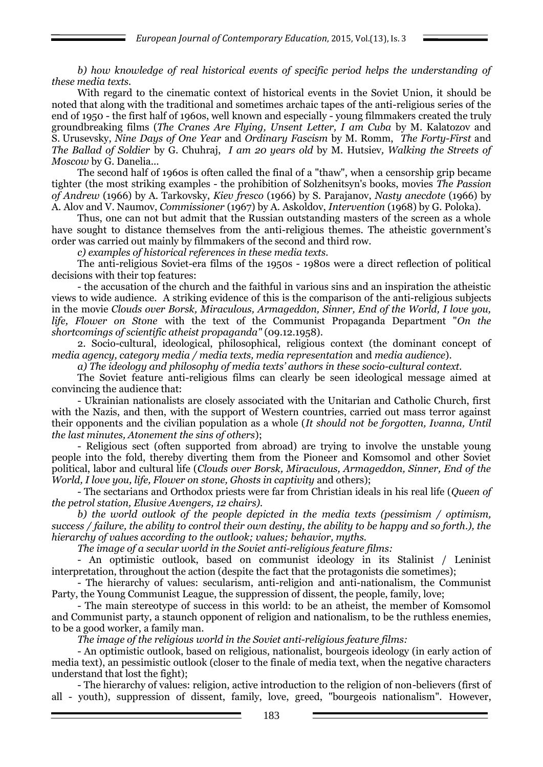*b) how knowledge of real historical events of specific period helps the understanding of these media texts.*

With regard to the cinematic context of historical events in the Soviet Union, it should be noted that along with the traditional and sometimes archaic tapes of the anti-religious series of the end of 1950 - the first half of 1960s, well known and especially - young filmmakers created the truly groundbreaking films (*The Cranes Are Flying*, *Unsent Letter, I am Cuba* by M. Kalatozov and S. Urusevsky, *Nine Days of One Year* and *Ordinary Fascism* by M. Romm, *The Forty-First* and *The Ballad of Soldier* by G. Chuhraj, *I am 20 years old* by M. Hutsiev, *Walking the Streets of Moscow* by G. Danelia...

The second half of 1960s is often called the final of a "thaw", when a censorship grip became tighter (the most striking examples - the prohibition of Solzhenitsyn's books, movies *The Passion of Andrew* (1966) by A. Tarkovsky, *Kiev fresco* (1966) by S. Parajanov, *Nasty anecdote* (1966) by A. Alov and V. Naumov, *Commissioner* (1967) by A. Askoldov, *Intervention* (1968) by G. Poloka).

Thus, one can not but admit that the Russian outstanding masters of the screen as a whole have sought to distance themselves from the anti-religious themes. The atheistic government's order was carried out mainly by filmmakers of the second and third row.

*c) examples of historical references in these media texts.*

The anti-religious Soviet-era films of the 1950s - 1980s were a direct reflection of political decisions with their top features:

- the accusation of the church and the faithful in various sins and an inspiration the atheistic views to wide audience. A striking evidence of this is the comparison of the anti-religious subjects in the movie *Clouds over Borsk, Miraculous, Armageddon, Sinner, End of the World, I love you, life, Flower on Stone* with the text of the Communist Propaganda Department "*On the shortcomings of scientific atheist propaganda"* (09.12.1958).

2. Socio-cultural, ideological, philosophical, religious context (the dominant concept of *media agency, category media / media texts, media representation* and *media audience*).

*a) The ideology and philosophy of media texts' authors in these socio-cultural context.*

The Soviet feature anti-religious films can clearly be seen ideological message aimed at convincing the audience that:

- Ukrainian nationalists are closely associated with the Unitarian and Catholic Church, first with the Nazis, and then, with the support of Western countries, carried out mass terror against their opponents and the civilian population as a whole (*It should not be forgotten, Ivanna, Until the last minutes, Atonement the sins of others*);

- Religious sect (often supported from abroad) are trying to involve the unstable young people into the fold, thereby diverting them from the Pioneer and Komsomol and other Soviet political, labor and cultural life (*Clouds over Borsk, Miraculous, Armageddon, Sinner, End of the World, I love you, life, Flower on stone, Ghosts in captivity* and others);

- The sectarians and Orthodox priests were far from Christian ideals in his real life (*Queen of the petrol station, Elusive Avengers, 12 chairs).*

*b) the world outlook of the people depicted in the media texts (pessimism / optimism, success / failure, the ability to control their own destiny, the ability to be happy and so forth.), the hierarchy of values according to the outlook; values; behavior, myths.*

*The image of a secular world in the Soviet anti-religious feature films:*

- An optimistic outlook, based on communist ideology in its Stalinist / Leninist interpretation, throughout the action (despite the fact that the protagonists die sometimes);

- The hierarchy of values: secularism, anti-religion and anti-nationalism, the Communist Party, the Young Communist League, the suppression of dissent, the people, family, love;

- The main stereotype of success in this world: to be an atheist, the member of Komsomol and Communist party, a staunch opponent of religion and nationalism, to be the ruthless enemies, to be a good worker, a family man.

*The image of the religious world in the Soviet anti-religious feature films:*

- An optimistic outlook, based on religious, nationalist, bourgeois ideology (in early action of media text), an pessimistic outlook (closer to the finale of media text, when the negative characters understand that lost the fight);

- The hierarchy of values: religion, active introduction to the religion of non-believers (first of all - youth), suppression of dissent, family, love, greed, "bourgeois nationalism". However,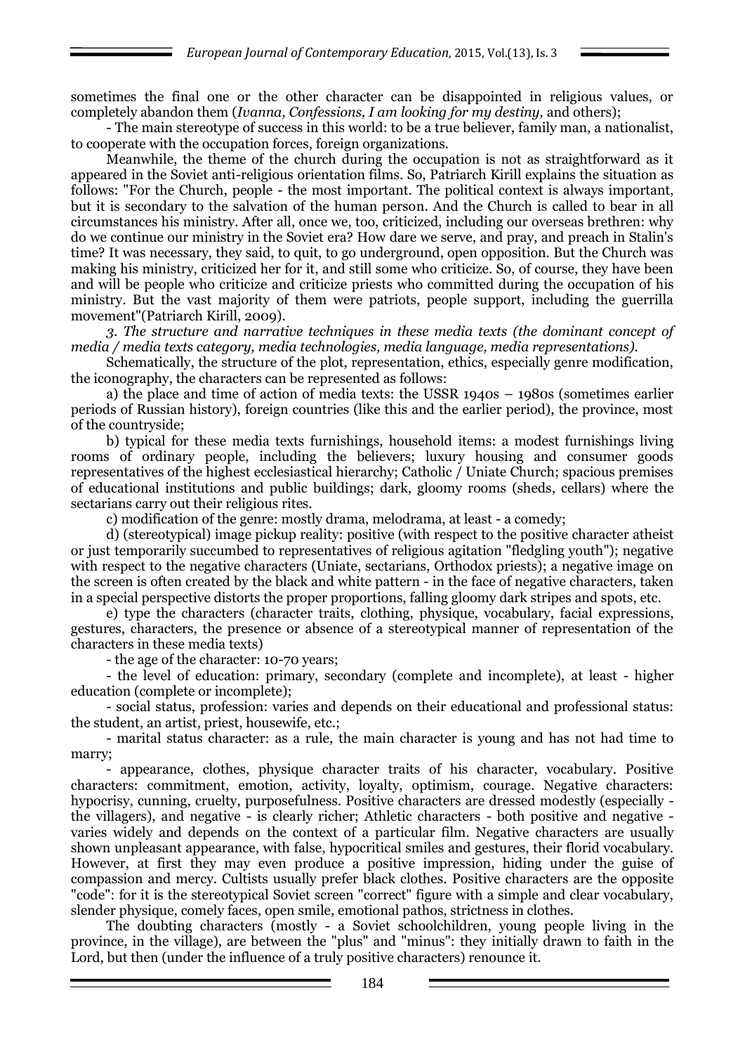sometimes the final one or the other character can be disappointed in religious values, or completely abandon them (*Ivanna, Confessions, I am looking for my destiny,* and others);

- The main stereotype of success in this world: to be a true believer, family man, a nationalist, to cooperate with the occupation forces, foreign organizations.

Meanwhile, the theme of the church during the occupation is not as straightforward as it appeared in the Soviet anti-religious orientation films. So, Patriarch Kirill explains the situation as follows: "For the Church, people - the most important. The political context is always important, but it is secondary to the salvation of the human person. And the Church is called to bear in all circumstances his ministry. After all, once we, too, criticized, including our overseas brethren: why do we continue our ministry in the Soviet era? How dare we serve, and pray, and preach in Stalin's time? It was necessary, they said, to quit, to go underground, open opposition. But the Church was making his ministry, criticized her for it, and still some who criticize. So, of course, they have been and will be people who criticize and criticize priests who committed during the occupation of his ministry. But the vast majority of them were patriots, people support, including the guerrilla movement"(Patriarch Kirill, 2009).

*3. The structure and narrative techniques in these media texts (the dominant concept of media / media texts category, media technologies, media language, media representations).*

Schematically, the structure of the plot, representation, ethics, especially genre modification, the iconography, the characters can be represented as follows:

a) the place and time of action of media texts: the USSR 1940s – 1980s (sometimes earlier periods of Russian history), foreign countries (like this and the earlier period), the province, most of the countryside;

b) typical for these media texts furnishings, household items: a modest furnishings living rooms of ordinary people, including the believers; luxury housing and consumer goods representatives of the highest ecclesiastical hierarchy; Catholic / Uniate Church; spacious premises of educational institutions and public buildings; dark, gloomy rooms (sheds, cellars) where the sectarians carry out their religious rites.

c) modification of the genre: mostly drama, melodrama, at least - a comedy;

d) (stereotypical) image pickup reality: positive (with respect to the positive character atheist or just temporarily succumbed to representatives of religious agitation "fledgling youth"); negative with respect to the negative characters (Uniate, sectarians, Orthodox priests); a negative image on the screen is often created by the black and white pattern - in the face of negative characters, taken in a special perspective distorts the proper proportions, falling gloomy dark stripes and spots, etc.

e) type the characters (character traits, clothing, physique, vocabulary, facial expressions, gestures, characters, the presence or absence of a stereotypical manner of representation of the characters in these media texts)

- the age of the character: 10-70 years;

- the level of education: primary, secondary (complete and incomplete), at least - higher education (complete or incomplete);

- social status, profession: varies and depends on their educational and professional status: the student, an artist, priest, housewife, etc.;

- marital status character: as a rule, the main character is young and has not had time to marry;

- appearance, clothes, physique character traits of his character, vocabulary. Positive characters: commitment, emotion, activity, loyalty, optimism, courage. Negative characters: hypocrisy, cunning, cruelty, purposefulness. Positive characters are dressed modestly (especially - the villagers), and negative - is clearly richer; Athletic characters - both positive and negative - varies widely and depends on the context of a particular film. Negative characters are usually shown unpleasant appearance, with false, hypocritical smiles and gestures, their florid vocabulary. However, at first they may even produce a positive impression, hiding under the guise of compassion and mercy. Cultists usually prefer black clothes. Positive characters are the opposite "code": for it is the stereotypical Soviet screen "correct" figure with a simple and clear vocabulary, slender physique, comely faces, open smile, emotional pathos, strictness in clothes.

The doubting characters (mostly - a Soviet schoolchildren, young people living in the province, in the village), are between the "plus" and "minus": they initially drawn to faith in the Lord, but then (under the influence of a truly positive characters) renounce it.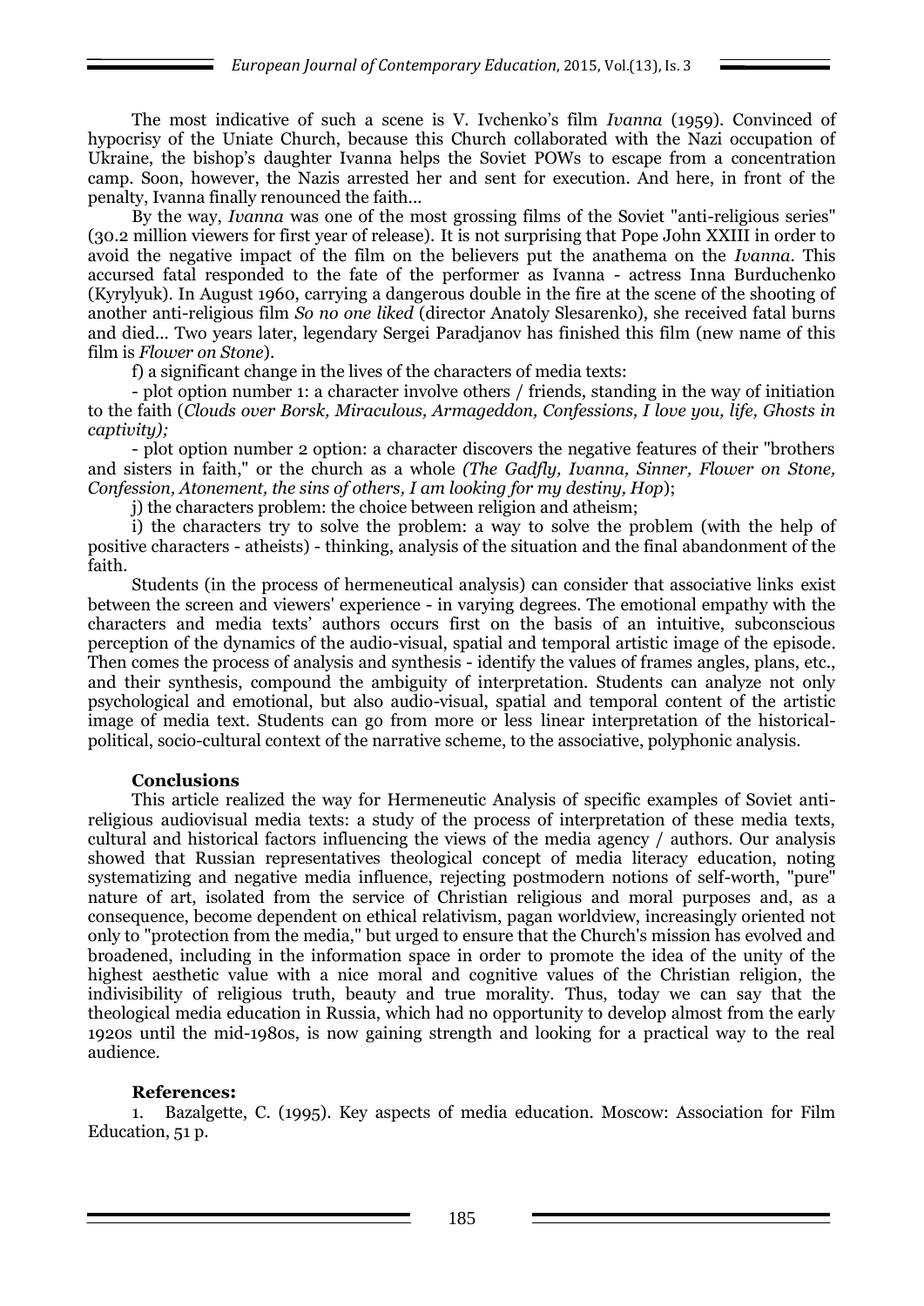The most indicative of such a scene is V. Ivchenko's film *Ivanna* (1959). Convinced of hypocrisy of the Uniate Church, because this Church collaborated with the Nazi occupation of Ukraine, the bishop's daughter Ivanna helps the Soviet POWs to escape from a concentration camp. Soon, however, the Nazis arrested her and sent for execution. And here, in front of the penalty, Ivanna finally renounced the faith...

By the way, *Ivanna* was one of the most grossing films of the Soviet "anti-religious series" (30.2 million viewers for first year of release). It is not surprising that Pope John XXIII in order to avoid the negative impact of the film on the believers put the anathema on the *Ivanna*. This accursed fatal responded to the fate of the performer as Ivanna - actress Inna Burduchenko (Kyrylyuk). In August 1960, carrying a dangerous double in the fire at the scene of the shooting of another anti-religious film *So no one liked* (director Anatoly Slesarenko), she received fatal burns and died... Two years later, legendary Sergei Paradjanov has finished this film (new name of this film is *Flower on Stone*).

f) a significant change in the lives of the characters of media texts:

- plot option number 1: a character involve others / friends, standing in the way of initiation to the faith (*Clouds over Borsk, Miraculous, Armageddon, Confessions, I love you, life, Ghosts in captivity);*

- plot option number 2 option: a character discovers the negative features of their "brothers and sisters in faith," or the church as a whole *(The Gadfly, Ivanna, Sinner, Flower on Stone, Confession, Atonement, the sins of others, I am looking for my destiny, Hop*);

j) the characters problem: the choice between religion and atheism;

i) the characters try to solve the problem: a way to solve the problem (with the help of positive characters - atheists) - thinking, analysis of the situation and the final abandonment of the faith.

Students (in the process of hermeneutical analysis) can consider that associative links exist between the screen and viewers' experience - in varying degrees. The emotional empathy with the characters and media texts' authors occurs first on the basis of an intuitive, subconscious perception of the dynamics of the audio-visual, spatial and temporal artistic image of the episode. Then comes the process of analysis and synthesis - identify the values of frames angles, plans, etc., and their synthesis, compound the ambiguity of interpretation. Students can analyze not only psychological and emotional, but also audio-visual, spatial and temporal content of the artistic image of media text. Students can go from more or less linear interpretation of the historical-political, socio-cultural context of the narrative scheme, to the associative, polyphonic analysis.

**Conclusions**

This article realized the way for Hermeneutic Analysis of specific examples of Soviet anti-religious audiovisual media texts: a study of the process of interpretation of these media texts, cultural and historical factors influencing the views of the media agency / authors. Our analysis showed that Russian representatives theological concept of media literacy education, noting systematizing and negative media influence, rejecting postmodern notions of self-worth, "pure" nature of art, isolated from the service of Christian religious and moral purposes and, as a consequence, become dependent on ethical relativism, pagan worldview, increasingly oriented not only to "protection from the media," but urged to ensure that the Church's mission has evolved and broadened, including in the information space in order to promote the idea of the unity of the highest aesthetic value with a nice moral and cognitive values of the Christian religion, the indivisibility of religious truth, beauty and true morality. Thus, today we can say that the theological media education in Russia, which had no opportunity to develop almost from the early 1920s until the mid-1980s, is now gaining strength and looking for a practical way to the real audience.

**References:**

1. Bazalgette, C. (1995). Key aspects of media education. Moscow: Association for Film Education, 51 p.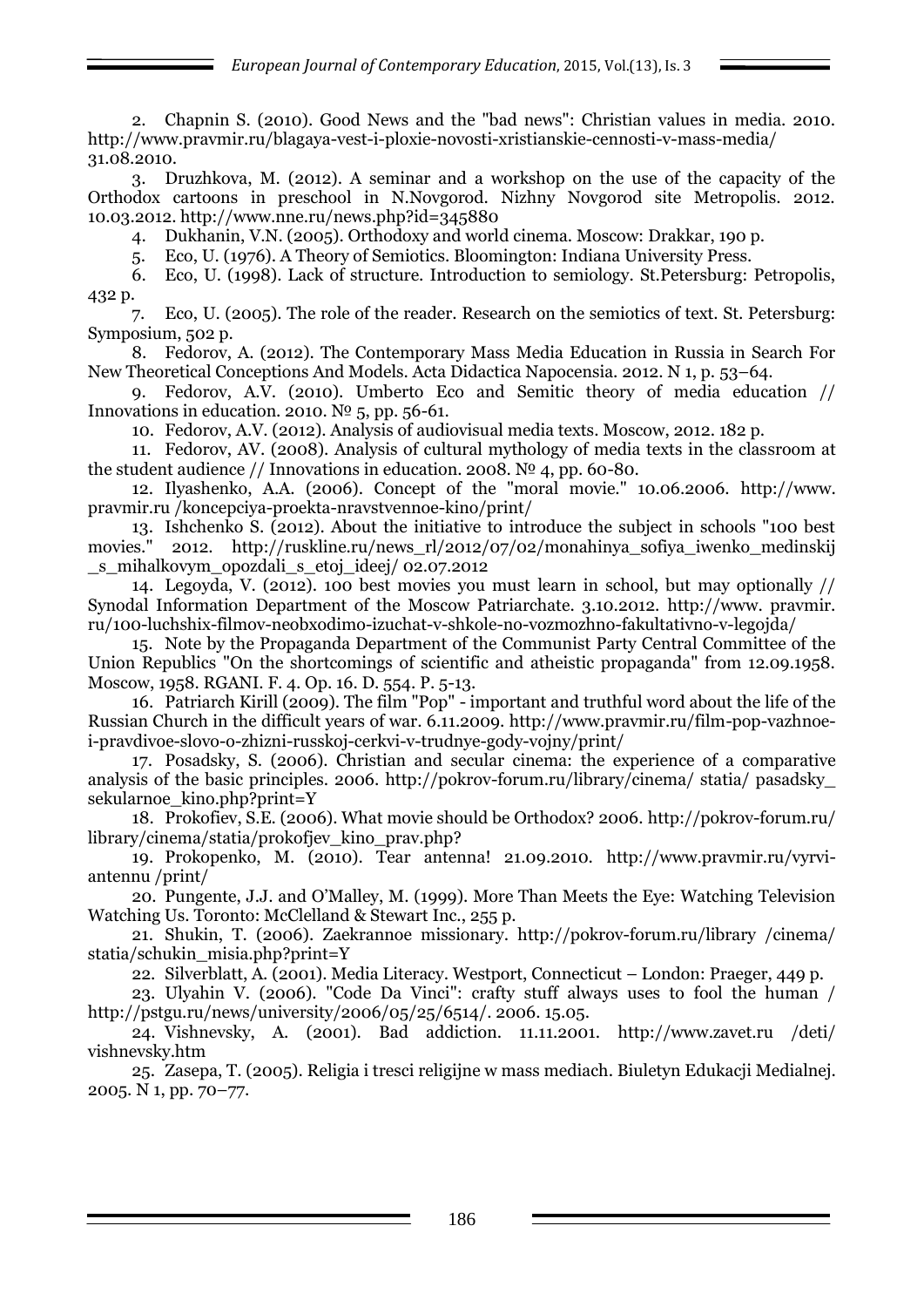2. Chapnin S. (2010). Good News and the "bad news": Christian values in media. 2010. http://www.pravmir.ru/blagaya-vest-i-ploxie-novosti-xristianskie-cennosti-v-mass-media/ 31.08.2010.

3. Druzhkova, M. (2012). A seminar and a workshop on the use of the capacity of the Orthodox cartoons in preschool in N.Novgorod. Nizhny Novgorod site Metropolis. 2012. 10.03.2012. http://www.nne.ru/news.php?id=345880

4. Dukhanin, V.N. (2005). Orthodoxy and world cinema. Moscow: Drakkar, 190 p.

5. Eco, U. (1976). A Theory of Semiotics. Bloomington: Indiana University Press.

6. Eco, U. (1998). Lack of structure. Introduction to semiology. St.Petersburg: Petropolis, 432 p.

7. Eco, U. (2005). The role of the reader. Research on the semiotics of text. St. Petersburg: Symposium, 502 p.

8. Fedorov, A. (2012). The Contemporary Mass Media Education in Russia in Search For New Theoretical Conceptions And Models. Acta Didactica Napocensia. 2012. N 1, p. 53–64.

9. Fedorov, A.V. (2010). Umberto Eco and Semitic theory of media education // Innovations in education. 2010. № 5, pp. 56-61.

10. Fedorov, A.V. (2012). Analysis of audiovisual media texts. Moscow, 2012. 182 p.

11. Fedorov, AV. (2008). Analysis of cultural mythology of media texts in the classroom at the student audience // Innovations in education. 2008. № 4, pp. 60-80.

12. Ilyashenko, A.A. (2006). Concept of the "moral movie." 10.06.2006. http://www. pravmir.ru /koncepciya-proekta-nravstvennoe-kino/print/

13. Ishchenko S. (2012). About the initiative to introduce the subject in schools "100 best movies." 2012. http://ruskline.ru/news_rl/2012/07/02/monahinya_sofiya_iwenko_medinskij _s_mihalkovym_opozdali_s_etoj_ideej/ 02.07.2012

14. Legoyda, V. (2012). 100 best movies you must learn in school, but may optionally // Synodal Information Department of the Moscow Patriarchate. 3.10.2012. http://www. pravmir. ru/100-luchshix-filmov-neobxodimo-izuchat-v-shkole-no-vozmozhno-fakultativno-v-legojda/

15. Note by the Propaganda Department of the Communist Party Central Committee of the Union Republics "On the shortcomings of scientific and atheistic propaganda" from 12.09.1958. Moscow, 1958. RGANI. F. 4. Op. 16. D. 554. P. 5-13.

16. Patriarch Kirill (2009). The film "Pop" - important and truthful word about the life of the Russian Church in the difficult years of war. 6.11.2009. http://www.pravmir.ru/film-pop-vazhnoe-i-pravdivoe-slovo-o-zhizni-russkoj-cerkvi-v-trudnye-gody-vojny/print/

17. Posadsky, S. (2006). Christian and secular cinema: the experience of a comparative analysis of the basic principles. 2006. http://pokrov-forum.ru/library/cinema/ statia/ pasadsky_ sekularnoe_kino.php?print=Y

18. Prokofiev, S.E. (2006). What movie should be Orthodox? 2006. http://pokrov-forum.ru/ library/cinema/statia/prokofjev_kino_prav.php?

19. Prokopenko, M. (2010). Tear antenna! 21.09.2010. http://www.pravmir.ru/vyrvi-antennu /print/

20. Pungente, J.J. and O'Malley, M. (1999). More Than Meets the Eye: Watching Television Watching Us. Toronto: McClelland & Stewart Inc., 255 p.

21. Shukin, T. (2006). Zaekrannoe missionary. http://pokrov-forum.ru/library /cinema/ statia/schukin_misia.php?print=Y

22. Silverblatt, A. (2001). Media Literacy. Westport, Connecticut – London: Praeger, 449 p.

23. Ulyahin V. (2006). "Code Da Vinci": crafty stuff always uses to fool the human / http://pstgu.ru/news/university/2006/05/25/6514/. 2006. 15.05.

24. Vishnevsky, A. (2001). Bad addiction. 11.11.2001. http://www.zavet.ru /deti/ vishnevsky.htm

25. Zasepa, T. (2005). Religia i tresci religijne w mass mediach. Biuletyn Edukacji Medialnej. 2005. N 1, pp. 70–77.